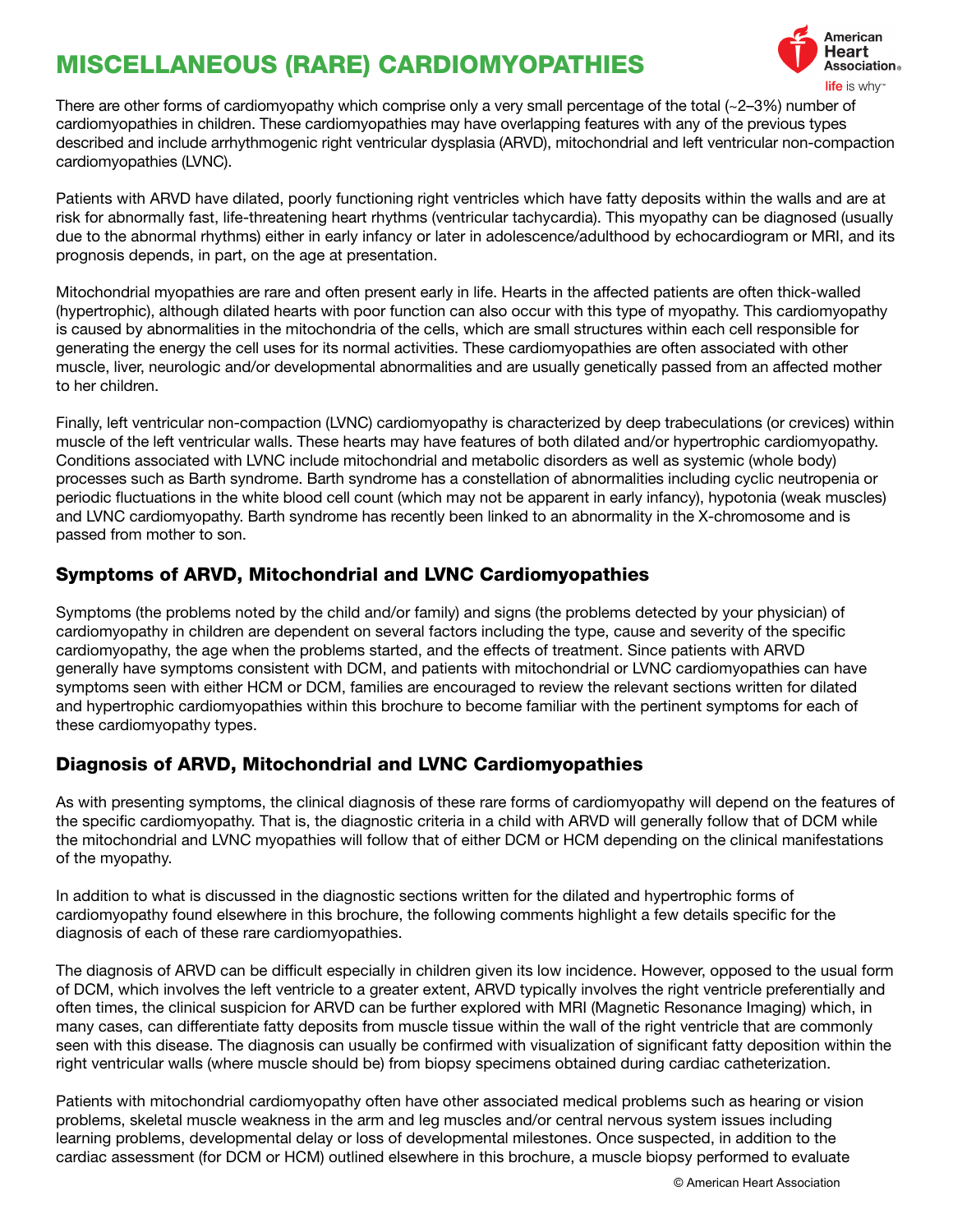# MISCELLANEOUS (RARE) CARDIOMYOPATHIES

There are other forms of cardiomyopathy which comprise only a very small percentage of the total (~2–3%) number of cardiomyopathies in children. These cardiomyopathies may have overlapping features with any of the previous types described and include arrhythmogenic right ventricular dysplasia (ARVD), mitochondrial and left ventricular non-compaction cardiomyopathies (LVNC).

Patients with ARVD have dilated, poorly functioning right ventricles which have fatty deposits within the walls and are at risk for abnormally fast, life-threatening heart rhythms (ventricular tachycardia). This myopathy can be diagnosed (usually due to the abnormal rhythms) either in early infancy or later in adolescence/adulthood by echocardiogram or MRI, and its prognosis depends, in part, on the age at presentation.

Mitochondrial myopathies are rare and often present early in life. Hearts in the affected patients are often thick-walled (hypertrophic), although dilated hearts with poor function can also occur with this type of myopathy. This cardiomyopathy is caused by abnormalities in the mitochondria of the cells, which are small structures within each cell responsible for generating the energy the cell uses for its normal activities. These cardiomyopathies are often associated with other muscle, liver, neurologic and/or developmental abnormalities and are usually genetically passed from an affected mother to her children.

Finally, left ventricular non-compaction (LVNC) cardiomyopathy is characterized by deep trabeculations (or crevices) within muscle of the left ventricular walls. These hearts may have features of both dilated and/or hypertrophic cardiomyopathy. Conditions associated with LVNC include mitochondrial and metabolic disorders as well as systemic (whole body) processes such as Barth syndrome. Barth syndrome has a constellation of abnormalities including cyclic neutropenia or periodic fluctuations in the white blood cell count (which may not be apparent in early infancy), hypotonia (weak muscles) and LVNC cardiomyopathy. Barth syndrome has recently been linked to an abnormality in the X-chromosome and is passed from mother to son.

## Symptoms of ARVD, Mitochondrial and LVNC Cardiomyopathies

Symptoms (the problems noted by the child and/or family) and signs (the problems detected by your physician) of cardiomyopathy in children are dependent on several factors including the type, cause and severity of the specific cardiomyopathy, the age when the problems started, and the effects of treatment. Since patients with ARVD generally have symptoms consistent with DCM, and patients with mitochondrial or LVNC cardiomyopathies can have symptoms seen with either HCM or DCM, families are encouraged to review the relevant sections written for dilated and hypertrophic cardiomyopathies within this brochure to become familiar with the pertinent symptoms for each of these cardiomyopathy types.

## Diagnosis of ARVD, Mitochondrial and LVNC Cardiomyopathies

As with presenting symptoms, the clinical diagnosis of these rare forms of cardiomyopathy will depend on the features of the specific cardiomyopathy. That is, the diagnostic criteria in a child with ARVD will generally follow that of DCM while the mitochondrial and LVNC myopathies will follow that of either DCM or HCM depending on the clinical manifestations of the myopathy.

In addition to what is discussed in the diagnostic sections written for the dilated and hypertrophic forms of cardiomyopathy found elsewhere in this brochure, the following comments highlight a few details specific for the diagnosis of each of these rare cardiomyopathies.

The diagnosis of ARVD can be difficult especially in children given its low incidence. However, opposed to the usual form of DCM, which involves the left ventricle to a greater extent, ARVD typically involves the right ventricle preferentially and often times, the clinical suspicion for ARVD can be further explored with MRI (Magnetic Resonance Imaging) which, in many cases, can differentiate fatty deposits from muscle tissue within the wall of the right ventricle that are commonly seen with this disease. The diagnosis can usually be confirmed with visualization of significant fatty deposition within the right ventricular walls (where muscle should be) from biopsy specimens obtained during cardiac catheterization.

Patients with mitochondrial cardiomyopathy often have other associated medical problems such as hearing or vision problems, skeletal muscle weakness in the arm and leg muscles and/or central nervous system issues including learning problems, developmental delay or loss of developmental milestones. Once suspected, in addition to the cardiac assessment (for DCM or HCM) outlined elsewhere in this brochure, a muscle biopsy performed to evaluate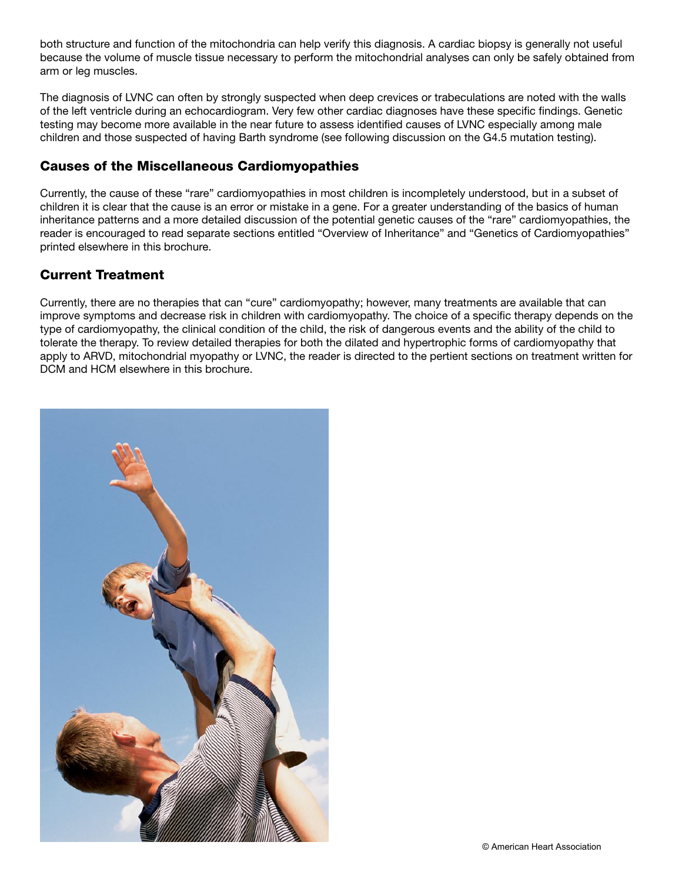both structure and function of the mitochondria can help verify this diagnosis. A cardiac biopsy is generally not useful because the volume of muscle tissue necessary to perform the mitochondrial analyses can only be safely obtained from arm or leg muscles.

The diagnosis of LVNC can often by strongly suspected when deep crevices or trabeculations are noted with the walls of the left ventricle during an echocardiogram. Very few other cardiac diagnoses have these specific findings. Genetic testing may become more available in the near future to assess identified causes of LVNC especially among male children and those suspected of having Barth syndrome (see following discussion on the G4.5 mutation testing).

## Causes of the Miscellaneous Cardiomyopathies

Currently, the cause of these "rare" cardiomyopathies in most children is incompletely understood, but in a subset of children it is clear that the cause is an error or mistake in a gene. For a greater understanding of the basics of human inheritance patterns and a more detailed discussion of the potential genetic causes of the "rare" cardiomyopathies, the reader is encouraged to read separate sections entitled "Overview of Inheritance" and "Genetics of Cardiomyopathies" printed elsewhere in this brochure.

## Current Treatment

Currently, there are no therapies that can "cure" cardiomyopathy; however, many treatments are available that can improve symptoms and decrease risk in children with cardiomyopathy. The choice of a specific therapy depends on the type of cardiomyopathy, the clinical condition of the child, the risk of dangerous events and the ability of the child to tolerate the therapy. To review detailed therapies for both the dilated and hypertrophic forms of cardiomyopathy that apply to ARVD, mitochondrial myopathy or LVNC, the reader is directed to the pertient sections on treatment written for DCM and HCM elsewhere in this brochure.

© American Heart Association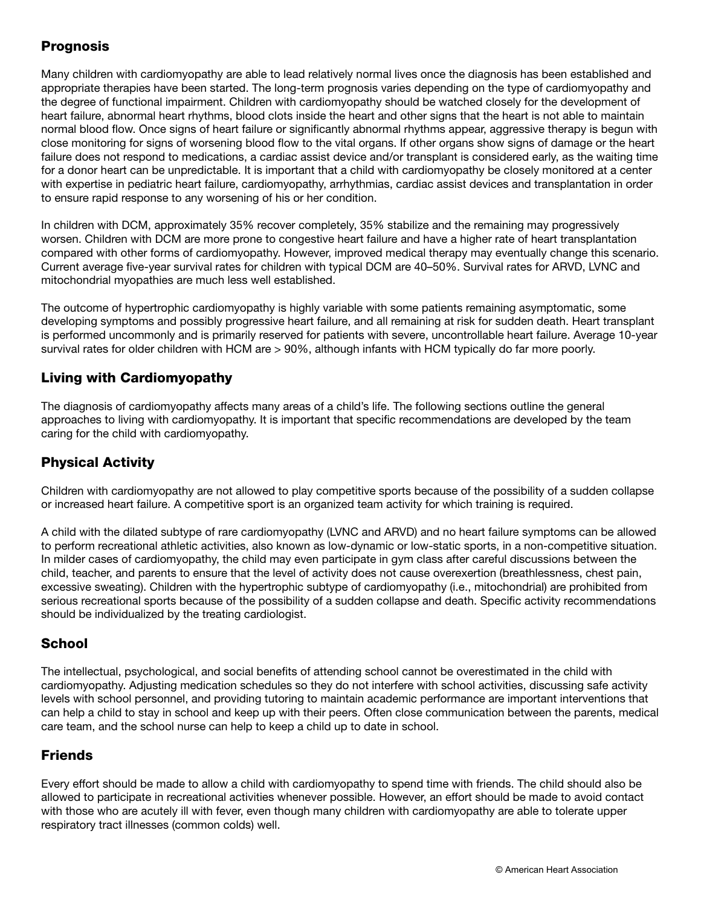## Prognosis

Many children with cardiomyopathy are able to lead relatively normal lives once the diagnosis has been established and appropriate therapies have been started. The long-term prognosis varies depending on the type of cardiomyopathy and the degree of functional impairment. Children with cardiomyopathy should be watched closely for the development of heart failure, abnormal heart rhythms, blood clots inside the heart and other signs that the heart is not able to maintain normal blood flow. Once signs of heart failure or significantly abnormal rhythms appear, aggressive therapy is begun with close monitoring for signs of worsening blood flow to the vital organs. If other organs show signs of damage or the heart failure does not respond to medications, a cardiac assist device and/or transplant is considered early, as the waiting time for a donor heart can be unpredictable. It is important that a child with cardiomyopathy be closely monitored at a center with expertise in pediatric heart failure, cardiomyopathy, arrhythmias, cardiac assist devices and transplantation in order to ensure rapid response to any worsening of his or her condition.

In children with DCM, approximately 35% recover completely, 35% stabilize and the remaining may progressively worsen. Children with DCM are more prone to congestive heart failure and have a higher rate of heart transplantation compared with other forms of cardiomyopathy. However, improved medical therapy may eventually change this scenario. Current average five-year survival rates for children with typical DCM are 40–50%. Survival rates for ARVD, LVNC and mitochondrial myopathies are much less well established.

The outcome of hypertrophic cardiomyopathy is highly variable with some patients remaining asymptomatic, some developing symptoms and possibly progressive heart failure, and all remaining at risk for sudden death. Heart transplant is performed uncommonly and is primarily reserved for patients with severe, uncontrollable heart failure. Average 10-year survival rates for older children with HCM are > 90%, although infants with HCM typically do far more poorly.

## Living with Cardiomyopathy

The diagnosis of cardiomyopathy affects many areas of a child's life. The following sections outline the general approaches to living with cardiomyopathy. It is important that specific recommendations are developed by the team caring for the child with cardiomyopathy.

## Physical Activity

Children with cardiomyopathy are not allowed to play competitive sports because of the possibility of a sudden collapse or increased heart failure. A competitive sport is an organized team activity for which training is required.

A child with the dilated subtype of rare cardiomyopathy (LVNC and ARVD) and no heart failure symptoms can be allowed to perform recreational athletic activities, also known as low-dynamic or low-static sports, in a non-competitive situation. In milder cases of cardiomyopathy, the child may even participate in gym class after careful discussions between the child, teacher, and parents to ensure that the level of activity does not cause overexertion (breathlessness, chest pain, excessive sweating). Children with the hypertrophic subtype of cardiomyopathy (i.e., mitochondrial) are prohibited from serious recreational sports because of the possibility of a sudden collapse and death. Specific activity recommendations should be individualized by the treating cardiologist.

## School

The intellectual, psychological, and social benefits of attending school cannot be overestimated in the child with cardiomyopathy. Adjusting medication schedules so they do not interfere with school activities, discussing safe activity levels with school personnel, and providing tutoring to maintain academic performance are important interventions that can help a child to stay in school and keep up with their peers. Often close communication between the parents, medical care team, and the school nurse can help to keep a child up to date in school.

## Friends

Every effort should be made to allow a child with cardiomyopathy to spend time with friends. The child should also be allowed to participate in recreational activities whenever possible. However, an effort should be made to avoid contact with those who are acutely ill with fever, even though many children with cardiomyopathy are able to tolerate upper respiratory tract illnesses (common colds) well.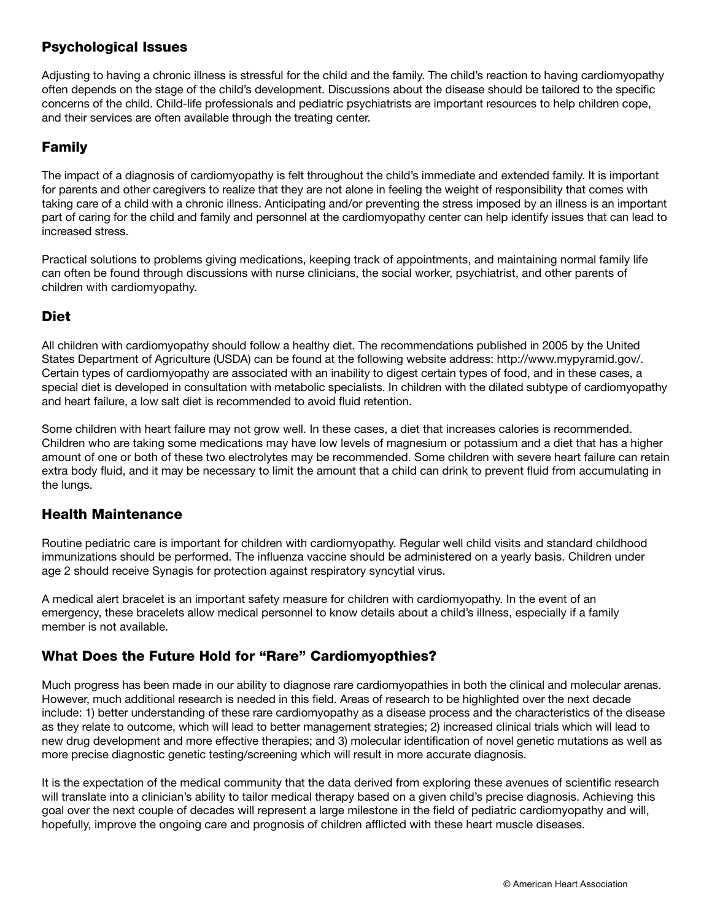## Psychological Issues

Adjusting to having a chronic illness is stressful for the child and the family. The child's reaction to having cardiomyopathy often depends on the stage of the child's development. Discussions about the disease should be tailored to the specific concerns of the child. Child-life professionals and pediatric psychiatrists are important resources to help children cope, and their services are often available through the treating center.

## Family

The impact of a diagnosis of cardiomyopathy is felt throughout the child's immediate and extended family. It is important for parents and other caregivers to realize that they are not alone in feeling the weight of responsibility that comes with taking care of a child with a chronic illness. Anticipating and/or preventing the stress imposed by an illness is an important part of caring for the child and family and personnel at the cardiomyopathy center can help identify issues that can lead to increased stress.

Practical solutions to problems giving medications, keeping track of appointments, and maintaining normal family life can often be found through discussions with nurse clinicians, the social worker, psychiatrist, and other parents of children with cardiomyopathy.

## Diet

All children with cardiomyopathy should follow a healthy diet. The recommendations published in 2005 by the United States Department of Agriculture (USDA) can be found at the following website address: http://www.mypyramid.gov/. Certain types of cardiomyopathy are associated with an inability to digest certain types of food, and in these cases, a special diet is developed in consultation with metabolic specialists. In children with the dilated subtype of cardiomyopathy and heart failure, a low salt diet is recommended to avoid fluid retention.

Some children with heart failure may not grow well. In these cases, a diet that increases calories is recommended. Children who are taking some medications may have low levels of magnesium or potassium and a diet that has a higher amount of one or both of these two electrolytes may be recommended. Some children with severe heart failure can retain extra body fluid, and it may be necessary to limit the amount that a child can drink to prevent fluid from accumulating in the lungs.

## Health Maintenance

Routine pediatric care is important for children with cardiomyopathy. Regular well child visits and standard childhood immunizations should be performed. The influenza vaccine should be administered on a yearly basis. Children under age 2 should receive Synagis for protection against respiratory syncytial virus.

A medical alert bracelet is an important safety measure for children with cardiomyopathy. In the event of an emergency, these bracelets allow medical personnel to know details about a child's illness, especially if a family member is not available.

## What Does the Future Hold for "Rare" Cardiomyopthies?

Much progress has been made in our ability to diagnose rare cardiomyopathies in both the clinical and molecular arenas. However, much additional research is needed in this field. Areas of research to be highlighted over the next decade include: 1) better understanding of these rare cardiomyopathy as a disease process and the characteristics of the disease as they relate to outcome, which will lead to better management strategies; 2) increased clinical trials which will lead to new drug development and more effective therapies; and 3) molecular identification of novel genetic mutations as well as more precise diagnostic genetic testing/screening which will result in more accurate diagnosis.

It is the expectation of the medical community that the data derived from exploring these avenues of scientific research will translate into a clinician's ability to tailor medical therapy based on a given child's precise diagnosis. Achieving this goal over the next couple of decades will represent a large milestone in the field of pediatric cardiomyopathy and will, hopefully, improve the ongoing care and prognosis of children afflicted with these heart muscle diseases.

© American Heart Association